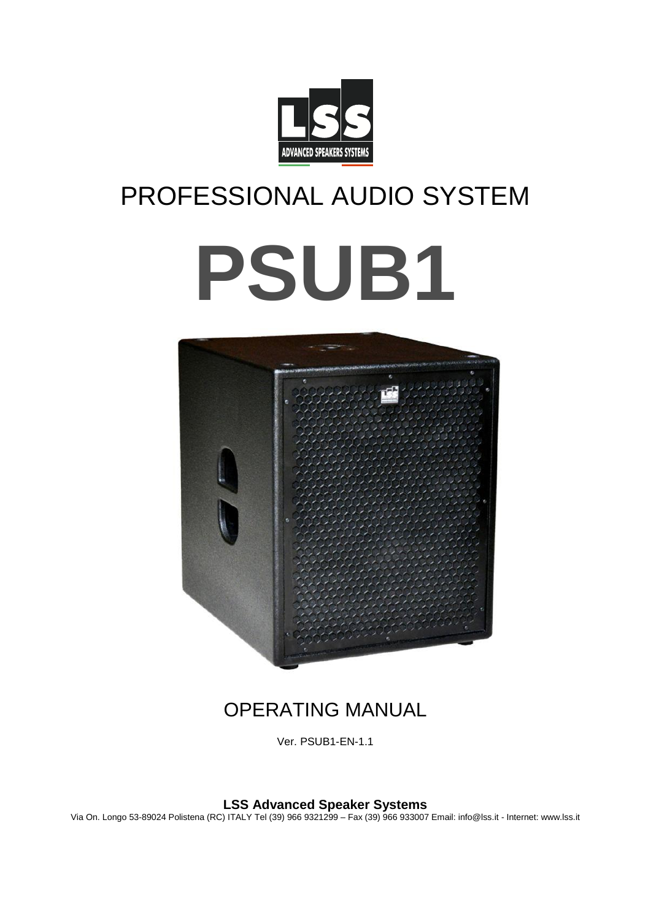LSS
ADVANCED SPEAKERS SYSTEMS

# PROFESSIONAL AUDIO SYSTEM

# PSUB1

## OPERATING MANUAL

Ver. PSUB1-EN-1.1

**LSS Advanced Speaker Systems**

Via On. Longo 53-89024 Polistena (RC) ITALY Tel (39) 966 9321299 – Fax (39) 966 933007 Email: info@lss.it - Internet: www.lss.it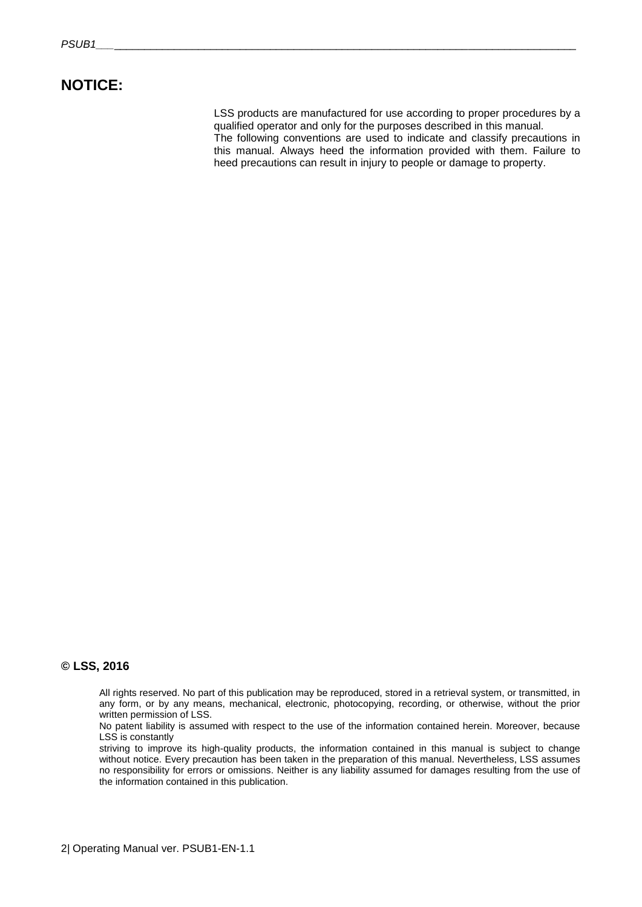## NOTICE:

LSS products are manufactured for use according to proper procedures by a qualified operator and only for the purposes described in this manual.
The following conventions are used to indicate and classify precautions in this manual. Always heed the information provided with them. Failure to heed precautions can result in injury to people or damage to property.

**© LSS, 2016**

All rights reserved. No part of this publication may be reproduced, stored in a retrieval system, or transmitted, in any form, or by any means, mechanical, electronic, photocopying, recording, or otherwise, without the prior written permission of LSS.
No patent liability is assumed with respect to the use of the information contained herein. Moreover, because LSS is constantly
striving to improve its high-quality products, the information contained in this manual is subject to change without notice. Every precaution has been taken in the preparation of this manual. Nevertheless, LSS assumes no responsibility for errors or omissions. Neither is any liability assumed for damages resulting from the use of the information contained in this publication.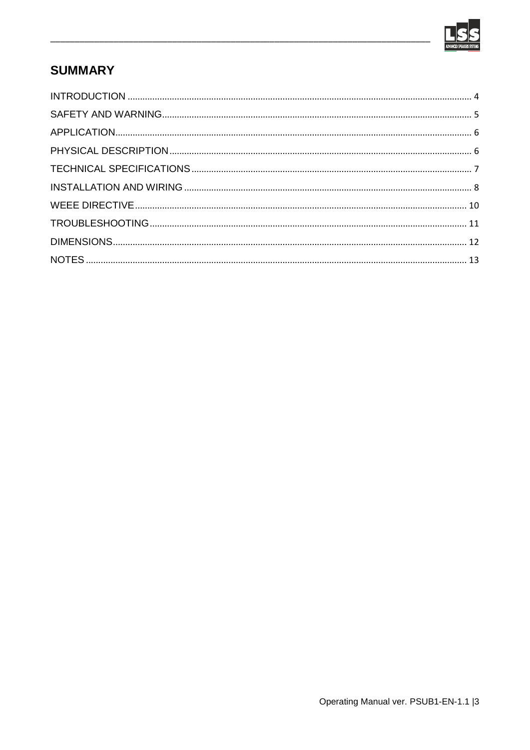## SUMMARY

INTRODUCTION ............ 4
SAFETY AND WARNING ............ 5
APPLICATION ............ 6
PHYSICAL DESCRIPTION ............ 6
TECHNICAL SPECIFICATIONS ............ 7
INSTALLATION AND WIRING ............ 8
WEEE DIRECTIVE ............ 10
TROUBLESHOOTING ............ 11
DIMENSIONS ............ 12
NOTES ............ 13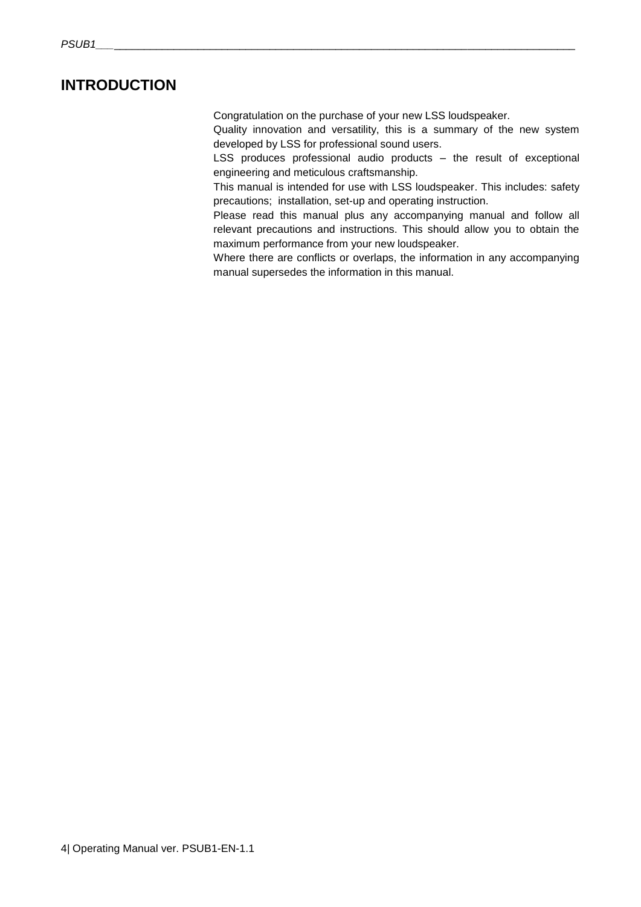## INTRODUCTION

Congratulation on the purchase of your new LSS loudspeaker.

Quality innovation and versatility, this is a summary of the new system developed by LSS for professional sound users.

LSS produces professional audio products – the result of exceptional engineering and meticulous craftsmanship.

This manual is intended for use with LSS loudspeaker. This includes: safety precautions; installation, set-up and operating instruction.

Please read this manual plus any accompanying manual and follow all relevant precautions and instructions. This should allow you to obtain the maximum performance from your new loudspeaker.

Where there are conflicts or overlaps, the information in any accompanying manual supersedes the information in this manual.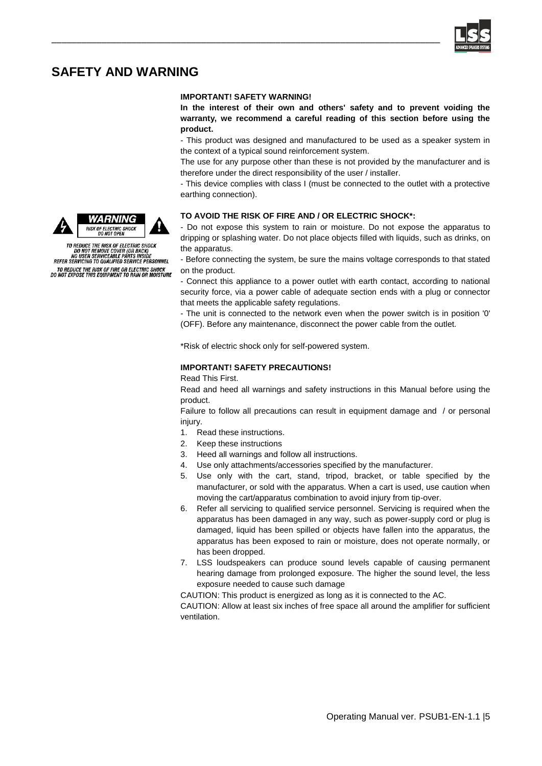# SAFETY AND WARNING

**IMPORTANT! SAFETY WARNING!**

**In the interest of their own and others' safety and to prevent voiding the warranty, we recommend a careful reading of this section before using the product.**

- This product was designed and manufactured to be used as a speaker system in the context of a typical sound reinforcement system.

The use for any purpose other than these is not provided by the manufacturer and is therefore under the direct responsibility of the user / installer.

- This device complies with class I (must be connected to the outlet with a protective earthing connection).

WARNING
RISK OF ELECTRIC SHOCK
DO NOT OPEN

TO REDUCE THE RISK OF ELECTRIC SHOCK
DO NOT REMOVE COVER (OR BACK)
NO USER SERVICEABLE PARTS INSIDE
REFER SERVICING TO QUALIFIED SERVICE PERSONNEL
TO REDUCE THE RISK OF FIRE OR ELECTRIC SHOCK
DO NOT EXPOSE THIS EQUIPMENT TO RAIN OR MOISTURE

**TO AVOID THE RISK OF FIRE AND / OR ELECTRIC SHOCK*:**

- Do not expose this system to rain or moisture. Do not expose the apparatus to dripping or splashing water. Do not place objects filled with liquids, such as drinks, on the apparatus.

- Before connecting the system, be sure the mains voltage corresponds to that stated on the product.

- Connect this appliance to a power outlet with earth contact, according to national security force, via a power cable of adequate section ends with a plug or connector that meets the applicable safety regulations.

- The unit is connected to the network even when the power switch is in position '0' (OFF). Before any maintenance, disconnect the power cable from the outlet.

*Risk of electric shock only for self-powered system.

**IMPORTANT! SAFETY PRECAUTIONS!**

Read This First.

Read and heed all warnings and safety instructions in this Manual before using the product.

Failure to follow all precautions can result in equipment damage and / or personal injury.

1. Read these instructions.
2. Keep these instructions
3. Heed all warnings and follow all instructions.
4. Use only attachments/accessories specified by the manufacturer.
5. Use only with the cart, stand, tripod, bracket, or table specified by the manufacturer, or sold with the apparatus. When a cart is used, use caution when moving the cart/apparatus combination to avoid injury from tip-over.
6. Refer all servicing to qualified service personnel. Servicing is required when the apparatus has been damaged in any way, such as power-supply cord or plug is damaged, liquid has been spilled or objects have fallen into the apparatus, the apparatus has been exposed to rain or moisture, does not operate normally, or has been dropped.
7. LSS loudspeakers can produce sound levels capable of causing permanent hearing damage from prolonged exposure. The higher the sound level, the less exposure needed to cause such damage

CAUTION: This product is energized as long as it is connected to the AC.

CAUTION: Allow at least six inches of free space all around the amplifier for sufficient ventilation.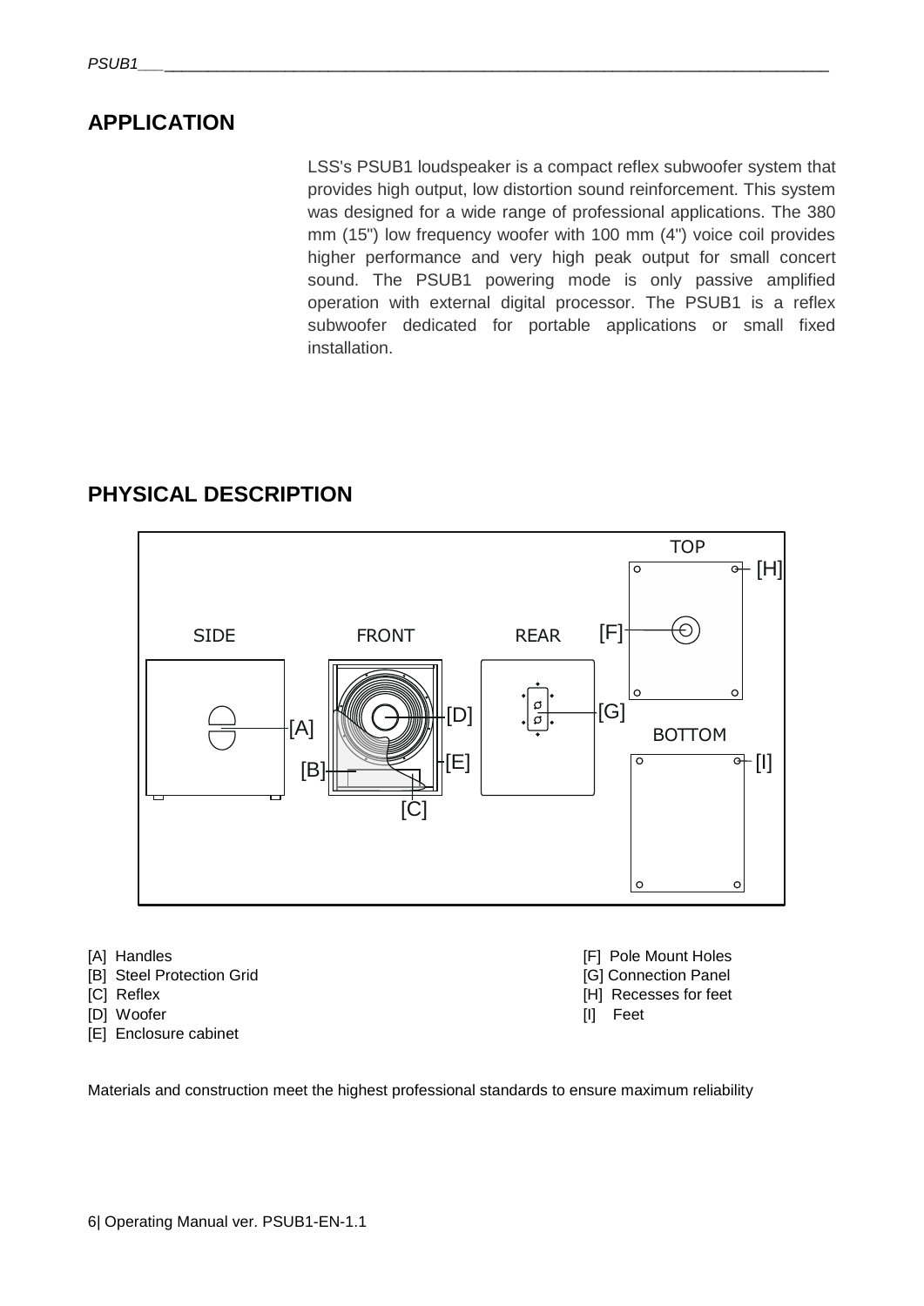## APPLICATION

LSS's PSUB1 loudspeaker is a compact reflex subwoofer system that provides high output, low distortion sound reinforcement. This system was designed for a wide range of professional applications. The 380 mm (15") low frequency woofer with 100 mm (4") voice coil provides higher performance and very high peak output for small concert sound. The PSUB1 powering mode is only passive amplified operation with external digital processor. The PSUB1 is a reflex subwoofer dedicated for portable applications or small fixed installation.

## PHYSICAL DESCRIPTION

SIDE
FRONT
REAR
TOP
BOTTOM
[A]
[B]
[C]
[D]
[E]
[F]
[G]
[H]
[I]

[A] Handles
[B] Steel Protection Grid
[C] Reflex
[D] Woofer
[E] Enclosure cabinet

[F] Pole Mount Holes
[G] Connection Panel
[H] Recesses for feet
[I] Feet

Materials and construction meet the highest professional standards to ensure maximum reliability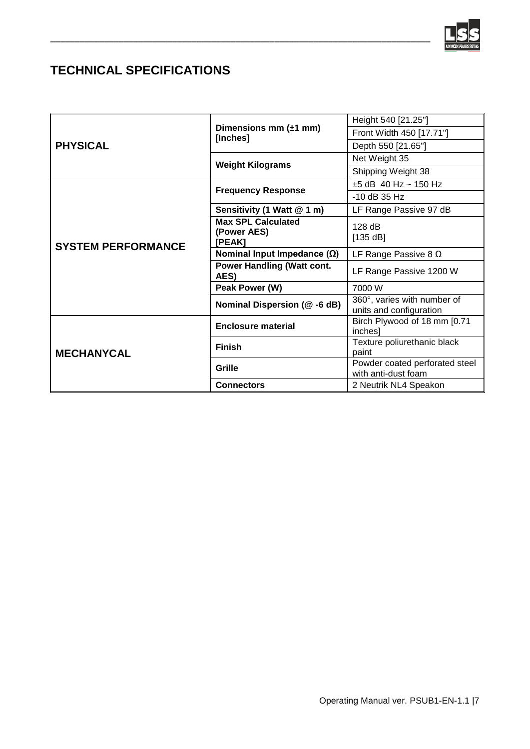## TECHNICAL SPECIFICATIONS

| | | |
|---|---|---|
| **PHYSICAL** | **Dimensions mm (±1 mm) [Inches]** | Height 540 [21.25"] |
| | | Front Width 450 [17.71"] |
| | | Depth 550 [21.65"] |
| | **Weight Kilograms** | Net Weight 35 |
| | | Shipping Weight 38 |
| **SYSTEM PERFORMANCE** | **Frequency Response** | ±5 dB 40 Hz ~ 150 Hz |
| | | -10 dB 35 Hz |
| | **Sensitivity (1 Watt @ 1 m)** | LF Range Passive 97 dB |
| | **Max SPL Calculated (Power AES) [PEAK]** | 128 dB [135 dB] |
| | **Nominal Input Impedance (Ω)** | LF Range Passive 8 Ω |
| | **Power Handling (Watt cont. AES)** | LF Range Passive 1200 W |
| | **Peak Power (W)** | 7000 W |
| | **Nominal Dispersion (@ -6 dB)** | 360°, varies with number of units and configuration |
| **MECHANYCAL** | **Enclosure material** | Birch Plywood of 18 mm [0.71 inches] |
| | **Finish** | Texture poliurethanic black paint |
| | **Grille** | Powder coated perforated steel with anti-dust foam |
| | **Connectors** | 2 Neutrik NL4 Speakon |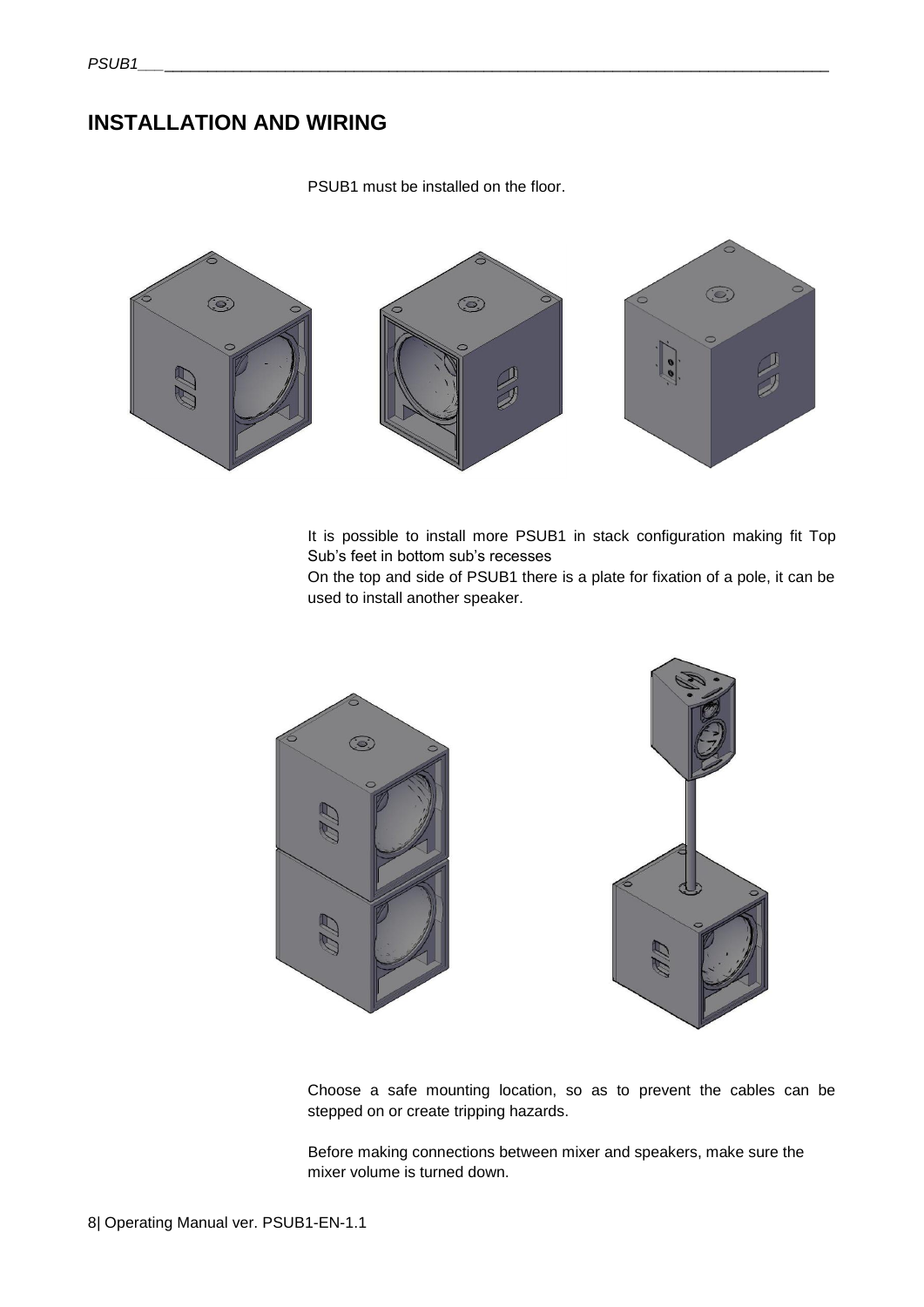# INSTALLATION AND WIRING

PSUB1 must be installed on the floor.

It is possible to install more PSUB1 in stack configuration making fit Top Sub's feet in bottom sub's recesses

On the top and side of PSUB1 there is a plate for fixation of a pole, it can be used to install another speaker.

Choose a safe mounting location, so as to prevent the cables can be stepped on or create tripping hazards.

Before making connections between mixer and speakers, make sure the mixer volume is turned down.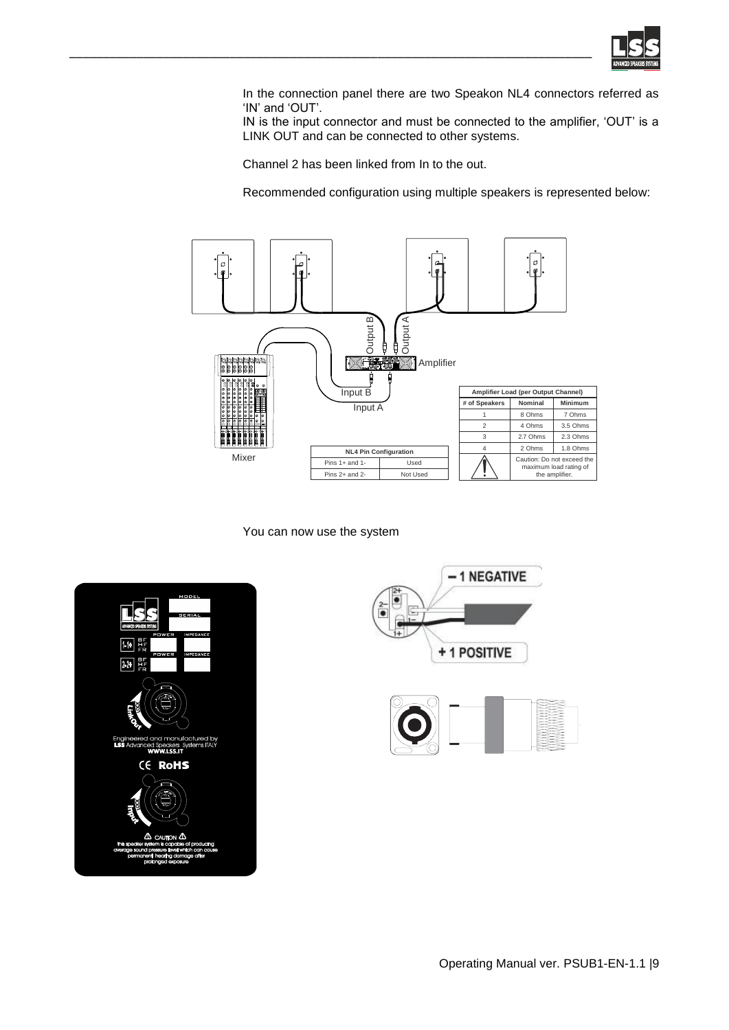In the connection panel there are two Speakon NL4 connectors referred as 'IN' and 'OUT'.
IN is the input connector and must be connected to the amplifier, 'OUT' is a LINK OUT and can be connected to other systems.

Channel 2 has been linked from In to the out.

Recommended configuration using multiple speakers is represented below:

Output B
Output A
Amplifier
Input B
Input A
Mixer

| Amplifier Load (per Output Channel) | | |
|---|---|---|
| # of Speakers | Nominal | Minimum |
| 1 | 8 Ohms | 7 Ohms |
| 2 | 4 Ohms | 3.5 Ohms |
| 3 | 2.7 Ohms | 2.3 Ohms |
| 4 | 2 Ohms | 1.8 Ohms |
| | Caution: Do not exceed the maximum load rating of the amplifier. | |

| NL4 Pin Configuration | |
|---|---|
| Pins 1+ and 1- | Used |
| Pins 2+ and 2- | Not Used |

You can now use the system

MODEL
SERIAL
POWER IMPEDANCE
1-1+ BF HF FR
POWER IMPEDANCE
2-2+ BF HF FR
Link Out
Engineered and manufactured by LSS Advanced Speakers Systems ITALY
WWW.LSS.IT
CE RoHS
Input
CAUTION
This speaker system is capable of producing average sound pressure level which can cause permanent hearing damage after prolonged exposure

– 1 NEGATIVE
+ 1 POSITIVE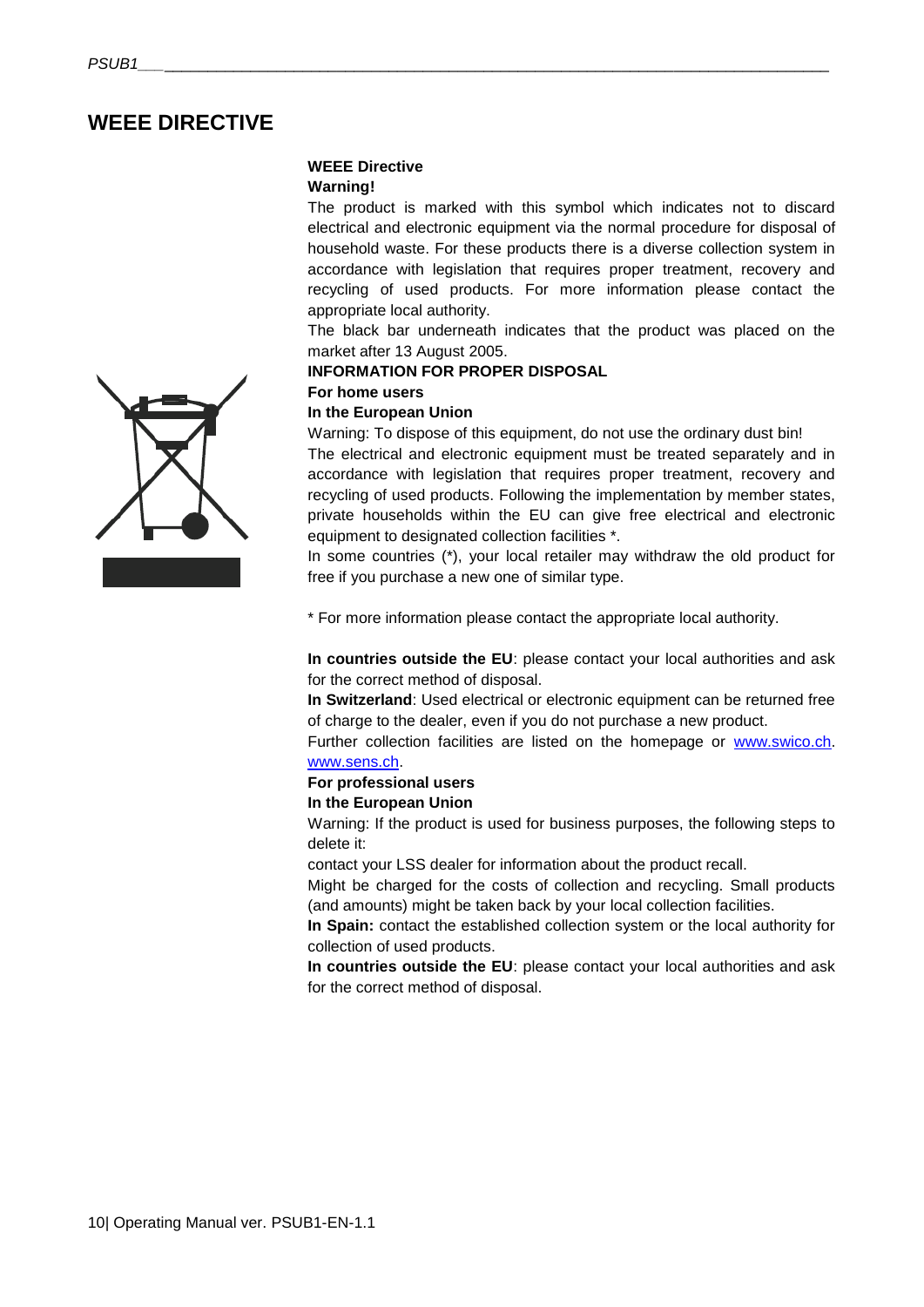# WEEE DIRECTIVE

**WEEE Directive**

**Warning!**

The product is marked with this symbol which indicates not to discard electrical and electronic equipment via the normal procedure for disposal of household waste. For these products there is a diverse collection system in accordance with legislation that requires proper treatment, recovery and recycling of used products. For more information please contact the appropriate local authority.

The black bar underneath indicates that the product was placed on the market after 13 August 2005.

**INFORMATION FOR PROPER DISPOSAL**

**For home users**

**In the European Union**

Warning: To dispose of this equipment, do not use the ordinary dust bin!

The electrical and electronic equipment must be treated separately and in accordance with legislation that requires proper treatment, recovery and recycling of used products. Following the implementation by member states, private households within the EU can give free electrical and electronic equipment to designated collection facilities *.

In some countries (*), your local retailer may withdraw the old product for free if you purchase a new one of similar type.

* For more information please contact the appropriate local authority.

**In countries outside the EU**: please contact your local authorities and ask for the correct method of disposal.

**In Switzerland**: Used electrical or electronic equipment can be returned free of charge to the dealer, even if you do not purchase a new product.

Further collection facilities are listed on the homepage or www.swico.ch. www.sens.ch.

**For professional users**

**In the European Union**

Warning: If the product is used for business purposes, the following steps to delete it:

contact your LSS dealer for information about the product recall.

Might be charged for the costs of collection and recycling. Small products (and amounts) might be taken back by your local collection facilities.

**In Spain:** contact the established collection system or the local authority for collection of used products.

**In countries outside the EU**: please contact your local authorities and ask for the correct method of disposal.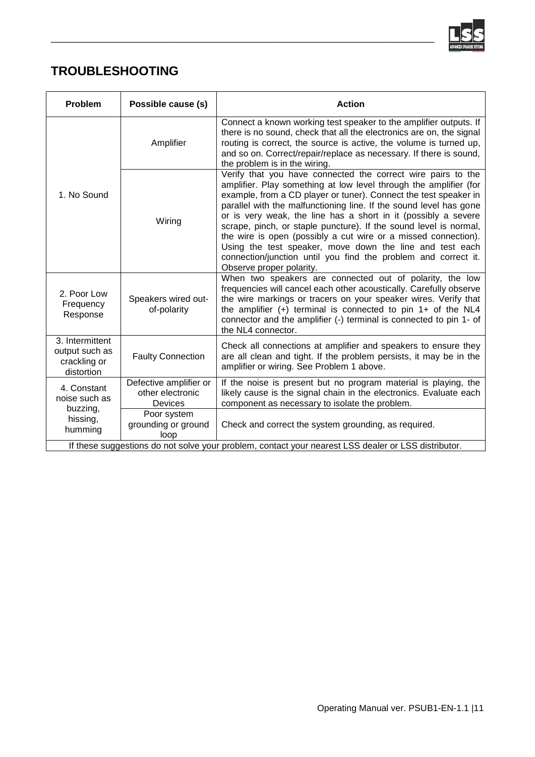## TROUBLESHOOTING

| Problem | Possible cause (s) | Action |
|---|---|---|
| 1. No Sound | Amplifier | Connect a known working test speaker to the amplifier outputs. If there is no sound, check that all the electronics are on, the signal routing is correct, the source is active, the volume is turned up, and so on. Correct/repair/replace as necessary. If there is sound, the problem is in the wiring. |
| | Wiring | Verify that you have connected the correct wire pairs to the amplifier. Play something at low level through the amplifier (for example, from a CD player or tuner). Connect the test speaker in parallel with the malfunctioning line. If the sound level has gone or is very weak, the line has a short in it (possibly a severe scrape, pinch, or staple puncture). If the sound level is normal, the wire is open (possibly a cut wire or a missed connection). Using the test speaker, move down the line and test each connection/junction until you find the problem and correct it. Observe proper polarity. |
| 2. Poor Low Frequency Response | Speakers wired out-of-polarity | When two speakers are connected out of polarity, the low frequencies will cancel each other acoustically. Carefully observe the wire markings or tracers on your speaker wires. Verify that the amplifier (+) terminal is connected to pin 1+ of the NL4 connector and the amplifier (-) terminal is connected to pin 1- of the NL4 connector. |
| 3. Intermittent output such as crackling or distortion | Faulty Connection | Check all connections at amplifier and speakers to ensure they are all clean and tight. If the problem persists, it may be in the amplifier or wiring. See Problem 1 above. |
| 4. Constant noise such as buzzing, hissing, humming | Defective amplifier or other electronic Devices | If the noise is present but no program material is playing, the likely cause is the signal chain in the electronics. Evaluate each component as necessary to isolate the problem. |
| | Poor system grounding or ground loop | Check and correct the system grounding, as required. |
| If these suggestions do not solve your problem, contact your nearest LSS dealer or LSS distributor. | | |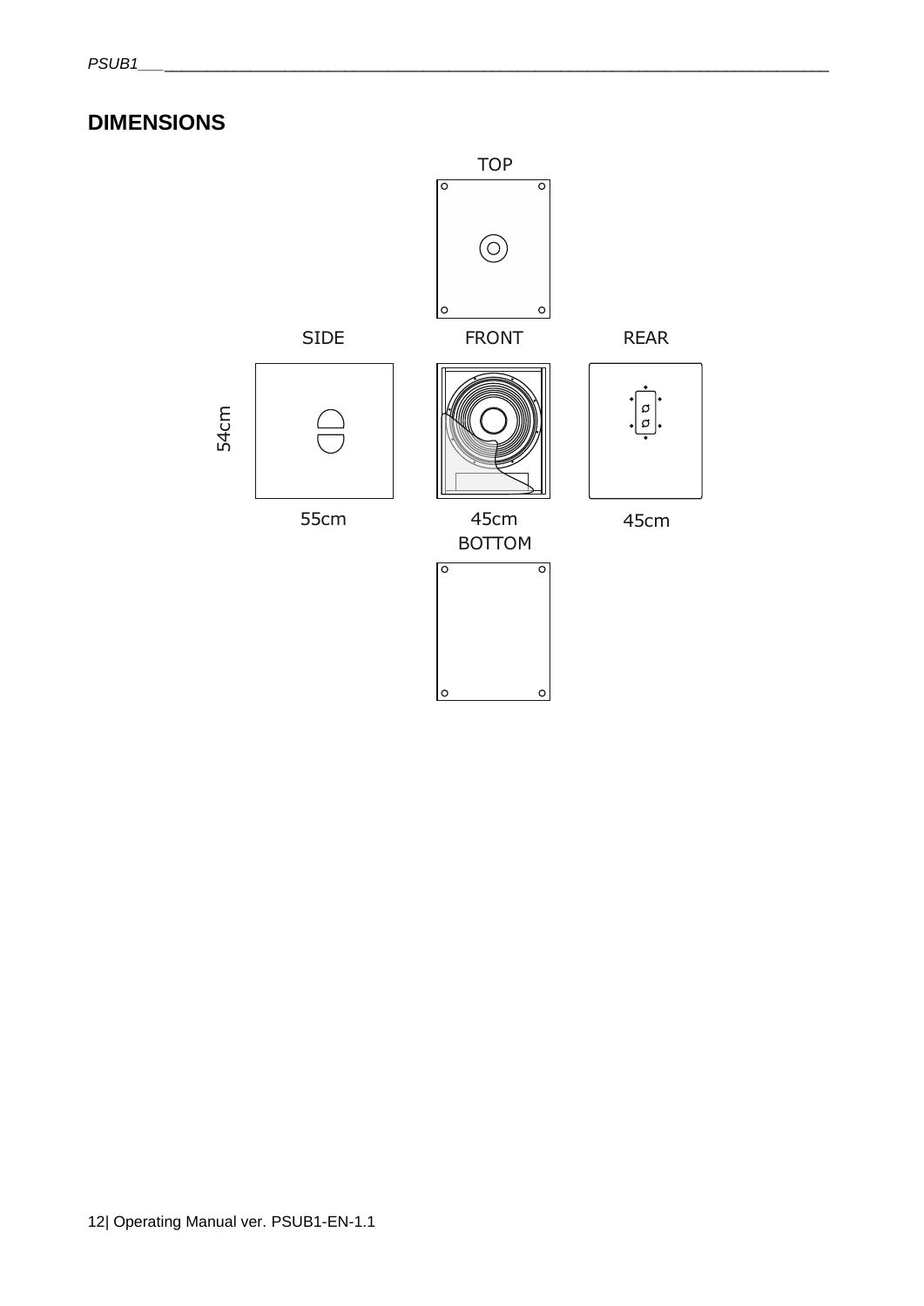## DIMENSIONS

TOP

SIDE

FRONT

REAR

54cm

55cm

45cm

45cm

BOTTOM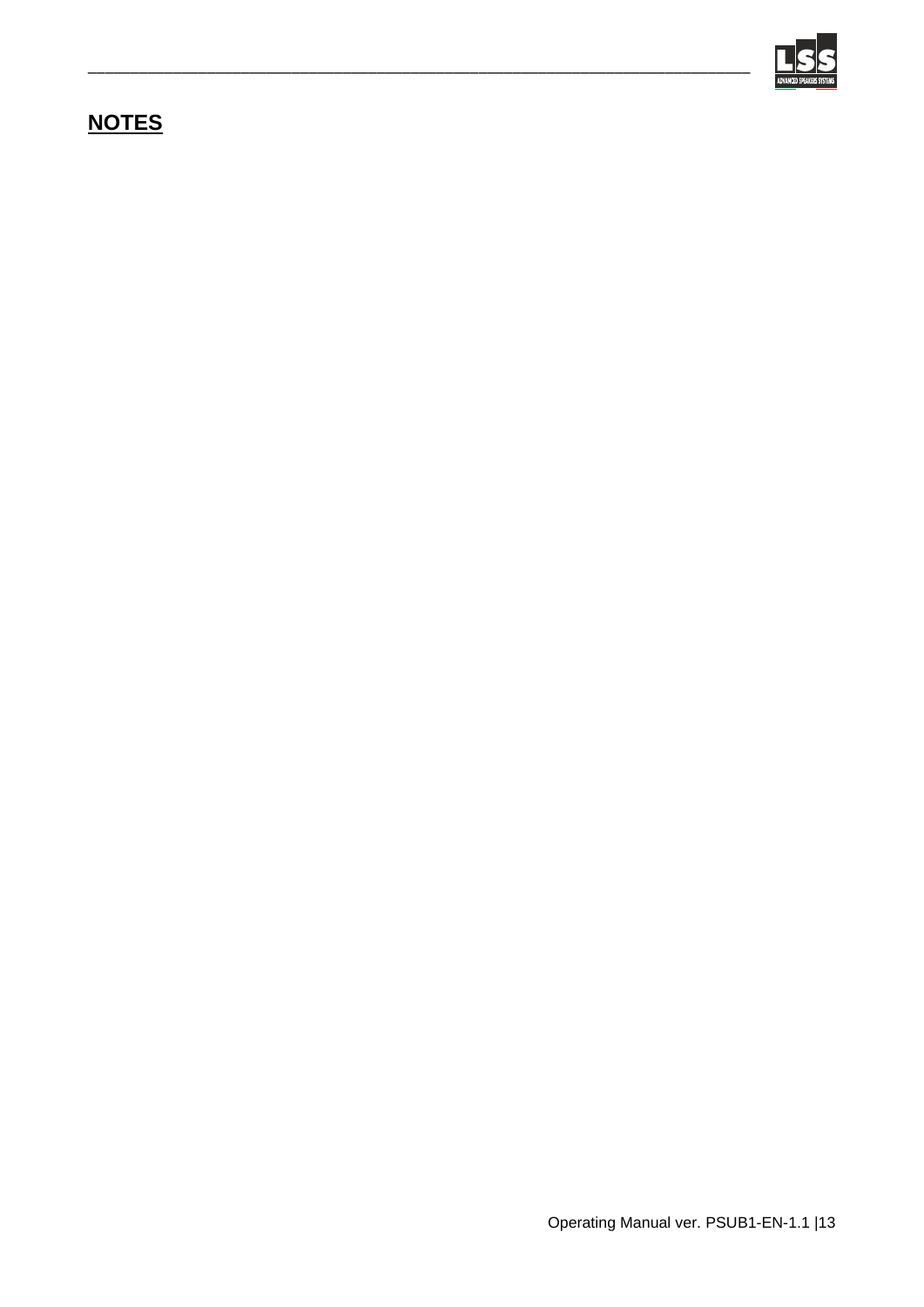## NOTES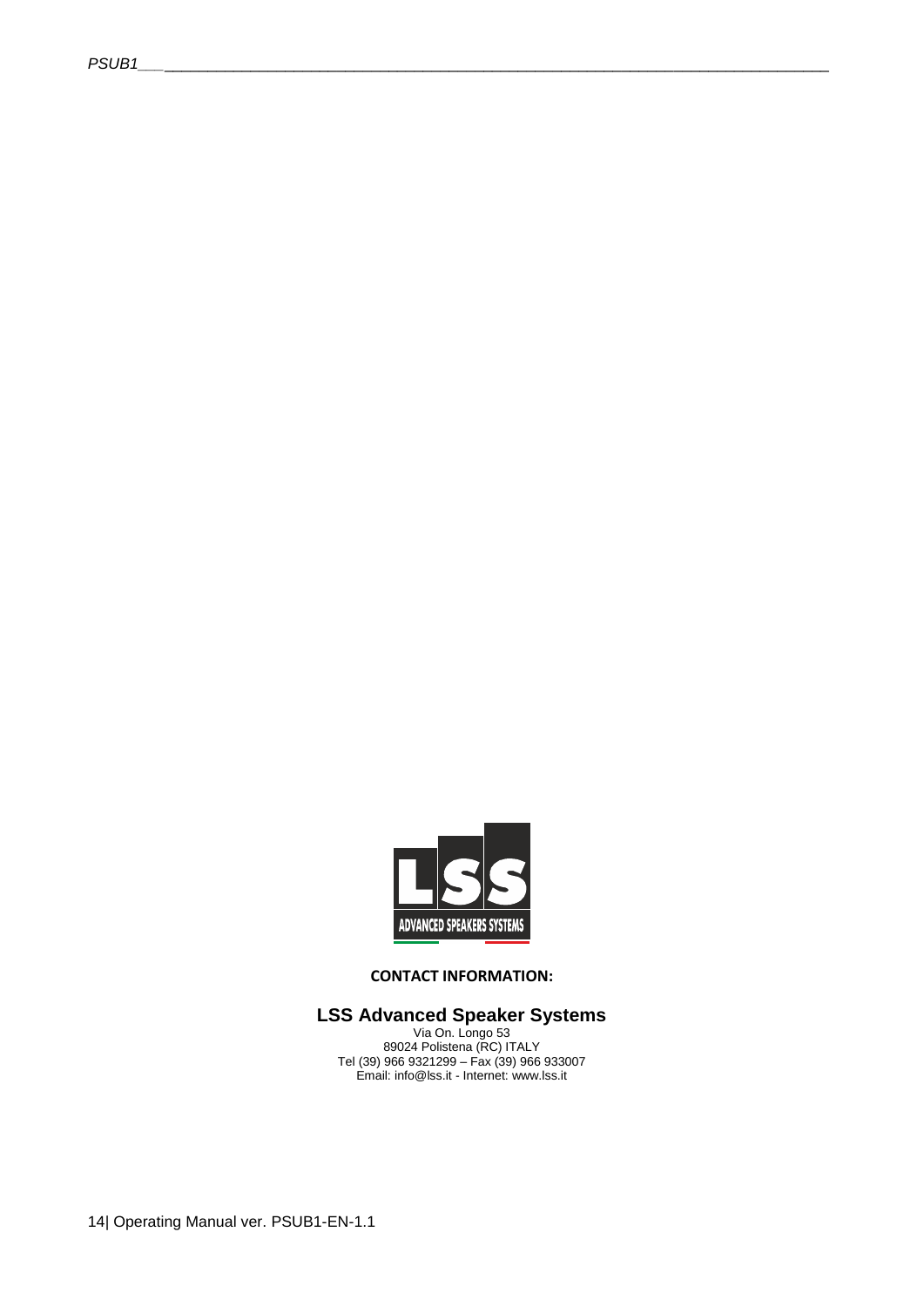LSS

ADVANCED SPEAKERS SYSTEMS

**CONTACT INFORMATION:**

**LSS Advanced Speaker Systems**

Via On. Longo 53
89024 Polistena (RC) ITALY
Tel (39) 966 9321299 – Fax (39) 966 933007
Email: info@lss.it - Internet: www.lss.it